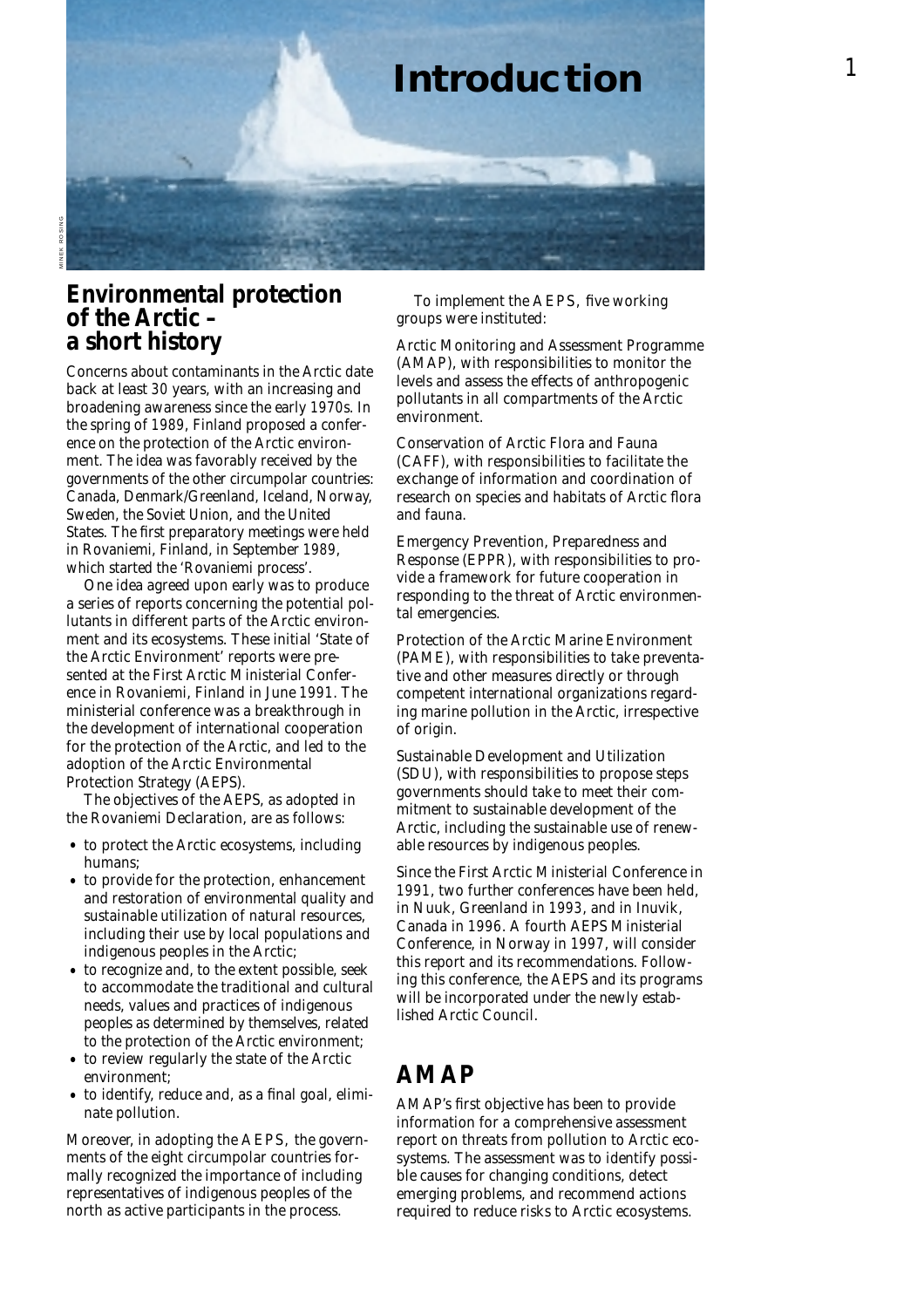# Introduction

## Environmental protection of the Arctic – a short history

Concerns about contaminants in the Arctic date back at least 30 years, with an increasing and broadening awareness since the early 1970s. In the spring of 1989, Finland proposed a conference on the protection of the Arctic environment. The idea was favorably received by the governments of the other circumpolar countries: Canada, Denmark/Greenland, Iceland, Norway, Sweden, the Soviet Union, and the United States. The first preparatory meetings were held in Rovaniemi, Finland, in September 1989, which started the 'Rovaniemi process'.

One idea agreed upon early was to produce a series of reports concerning the potential pollutants in different parts of the Arctic environment and its ecosystems. These initial 'State of the Arctic Environment' reports were presented at the First Arctic Ministerial Conference in Rovaniemi, Finland in June 1991. The ministerial conference was a breakthrough in the development of international cooperation for the protection of the Arctic, and led to the adoption of the Arctic Environmental Protection Strategy (AEPS).

The objectives of the AEPS, as adopted in the Rovaniemi Declaration, are as follows:

- to protect the Arctic ecosystems, including humans;
- to provide for the protection, enhancement and restoration of environmental quality and sustainable utilization of natural resources, including their use by local populations and indigenous peoples in the Arctic;
- to recognize and, to the extent possible, seek to accommodate the traditional and cultural needs, values and practices of indigenous peoples as determined by themselves, related to the protection of the Arctic environment;
- to review regularly the state of the Arctic environment;
- to identify, reduce and, as a final goal, eliminate pollution.

Moreover, in adopting the AEPS, the governments of the eight circumpolar countries formally recognized the importance of including representatives of indigenous peoples of the north as active participants in the process.

To implement the AEPS, five working groups were instituted:

Arctic Monitoring and Assessment Programme (AMAP), with responsibilities to monitor the levels and assess the effects of anthropogenic pollutants in all compartments of the Arctic environment.

Conservation of Arctic Flora and Fauna (CAFF), with responsibilities to facilitate the exchange of information and coordination of research on species and habitats of Arctic flora and fauna.

Emergency Prevention, Preparedness and Response (EPPR), with responsibilities to provide a framework for future cooperation in responding to the threat of Arctic environmental emergencies.

Protection of the Arctic Marine Environment (PAME), with responsibilities to take preventative and other measures directly or through competent international organizations regarding marine pollution in the Arctic, irrespective of origin.

Sustainable Development and Utilization (SDU), with responsibilities to propose steps governments should take to meet their commitment to sustainable development of the Arctic, including the sustainable use of renewable resources by indigenous peoples.

Since the First Arctic Ministerial Conference in 1991, two further conferences have been held, in Nuuk, Greenland in 1993, and in Inuvik, Canada in 1996. A fourth AEPS Ministerial Conference, in Norway in 1997, will consider this report and its recommendations. Following this conference, the AEPS and its programs will be incorporated under the newly established Arctic Council.

## AMAP

AMAP's first objective has been to provide information for a comprehensive assessment report on threats from pollution to Arctic ecosystems. The assessment was to identify possible causes for changing conditions, detect emerging problems, and recommend actions required to reduce risks to Arctic ecosystems.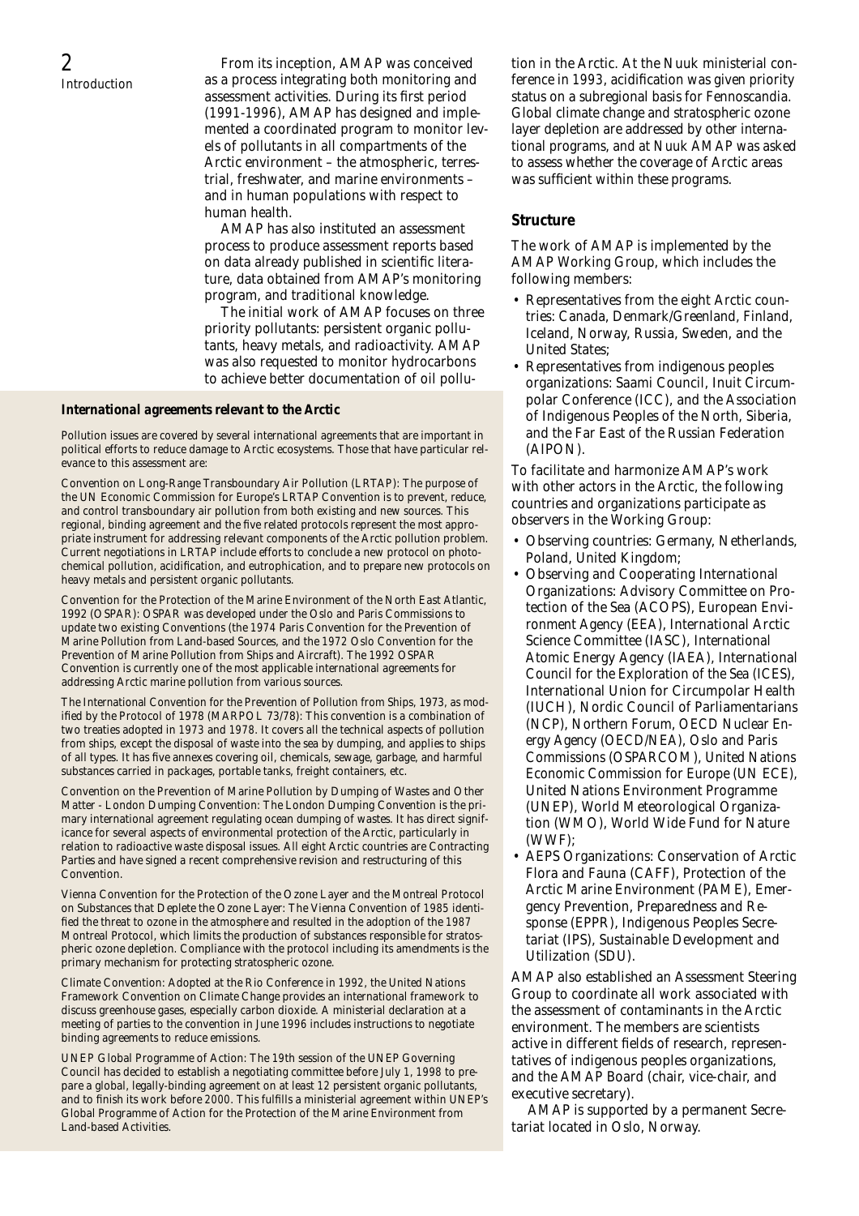From its inception, AMAP was conceived as a process integrating both monitoring and assessment activities. During its first period (1991-1996), AMAP has designed and implemented a coordinated program to monitor levels of pollutants in all compartments of the Arctic environment – the atmospheric, terrestrial, freshwater, and marine environments – and in human populations with respect to human health.

AMAP has also instituted an assessment process to produce assessment reports based on data already published in scientific literature, data obtained from AMAP's monitoring program, and traditional knowledge.

The initial work of AMAP focuses on three priority pollutants: persistent organic pollutants, heavy metals, and radioactivity. AMAP was also requested to monitor hydrocarbons to achieve better documentation of oil pollution in the Arctic. At the Nuuk ministerial conference in 1993, acidification was given priority status on a subregional basis for Fennoscandia. Global climate change and stratospheric ozone layer depletion are addressed by other international programs, and at Nuuk AMAP was asked to assess whether the coverage of Arctic areas was sufficient within these programs.

### International agreements relevant to the Arctic

Pollution issues are covered by several international agreements that are important in political efforts to reduce damage to Arctic ecosystems. Those that have particular relevance to this assessment are:

Convention on Long-Range Transboundary Air Pollution (LRTAP): The purpose of the UN Economic Commission for Europe's LRTAP Convention is to prevent, reduce, and control transboundary air pollution from both existing and new sources. This regional, binding agreement and the five related protocols represent the most appropriate instrument for addressing relevant components of the Arctic pollution problem. Current negotiations in LRTAP include efforts to conclude a new protocol on photochemical pollution, acidification, and eutrophication, and to prepare new protocols on heavy metals and persistent organic pollutants.

Convention for the Protection of the Marine Environment of the North East Atlantic, 1992 (OSPAR): OSPAR was developed under the Oslo and Paris Commissions to update two existing Conventions (the 1974 Paris Convention for the Prevention of Marine Pollution from Land-based Sources, and the 1972 Oslo Convention for the Prevention of Marine Pollution from Ships and Aircraft). The 1992 OSPAR Convention is currently one of the most applicable international agreements for addressing Arctic marine pollution from various sources.

The International Convention for the Prevention of Pollution from Ships, 1973, as modified by the Protocol of 1978 (MARPOL 73/78): This convention is a combination of two treaties adopted in 1973 and 1978. It covers all the technical aspects of pollution from ships, except the disposal of waste into the sea by dumping, and applies to ships of all types. It has five annexes covering oil, chemicals, sewage, garbage, and harmful substances carried in packages, portable tanks, freight containers, etc.

Convention on the Prevention of Marine Pollution by Dumping of Wastes and Other Matter - London Dumping Convention: The London Dumping Convention is the primary international agreement regulating ocean dumping of wastes. It has direct significance for several aspects of environmental protection of the Arctic, particularly in relation to radioactive waste disposal issues. All eight Arctic countries are Contracting Parties and have signed a recent comprehensive revision and restructuring of this Convention.

Vienna Convention for the Protection of the Ozone Layer and the Montreal Protocol on Substances that Deplete the Ozone Layer: The Vienna Convention of 1985 identified the threat to ozone in the atmosphere and resulted in the adoption of the 1987 Montreal Protocol, which limits the production of substances responsible for stratospheric ozone depletion. Compliance with the protocol including its amendments is the primary mechanism for protecting stratospheric ozone.

Climate Convention: Adopted at the Rio Conference in 1992, the United Nations Framework Convention on Climate Change provides an international framework to discuss greenhouse gases, especially carbon dioxide. A ministerial declaration at a meeting of parties to the convention in June 1996 includes instructions to negotiate binding agreements to reduce emissions.

UNEP Global Programme of Action: The 19th session of the UNEP Governing Council has decided to establish a negotiating committee before July 1, 1998 to prepare a global, legally-binding agreement on at least 12 persistent organic pollutants, and to finish its work before 2000. This fulfills a ministerial agreement within UNEP's Global Programme of Action for the Protection of the Marine Environment from Land-based Activities.

## Structure

The work of AMAP is implemented by the AMAP Working Group, which includes the following members:

- Representatives from the eight Arctic countries: Canada, Denmark/Greenland, Finland, Iceland, Norway, Russia, Sweden, and the United States;
- Representatives from indigenous peoples organizations: Saami Council, Inuit Circumpolar Conference (ICC), and the Association of Indigenous Peoples of the North, Siberia, and the Far East of the Russian Federation (AIPON).

To facilitate and harmonize AMAP's work with other actors in the Arctic, the following countries and organizations participate as observers in the Working Group:

- Observing countries: Germany, Netherlands, Poland, United Kingdom;
- Observing and Cooperating International Organizations: Advisory Committee on Protection of the Sea (ACOPS), European Environment Agency (EEA), International Arctic Science Committee (IASC), International Atomic Energy Agency (IAEA), International Council for the Exploration of the Sea (ICES), International Union for Circumpolar Health (IUCH), Nordic Council of Parliamentarians (NCP), Northern Forum, OECD Nuclear Energy Agency (OECD/NEA), Oslo and Paris Commissions (OSPARCOM), United Nations Economic Commission for Europe (UN ECE), United Nations Environment Programme (UNEP), World Meteorological Organization (WMO), World Wide Fund for Nature (WWF);
- AEPS Organizations: Conservation of Arctic Flora and Fauna (CAFF), Protection of the Arctic Marine Environment (PAME), Emergency Prevention, Preparedness and Response (EPPR), Indigenous Peoples Secretariat (IPS), Sustainable Development and Utilization (SDU).

AMAP also established an Assessment Steering Group to coordinate all work associated with the assessment of contaminants in the Arctic environment. The members are scientists active in different fields of research, representatives of indigenous peoples organizations, and the AMAP Board (chair, vice-chair, and executive secretary).

AMAP is supported by a permanent Secretariat located in Oslo, Norway.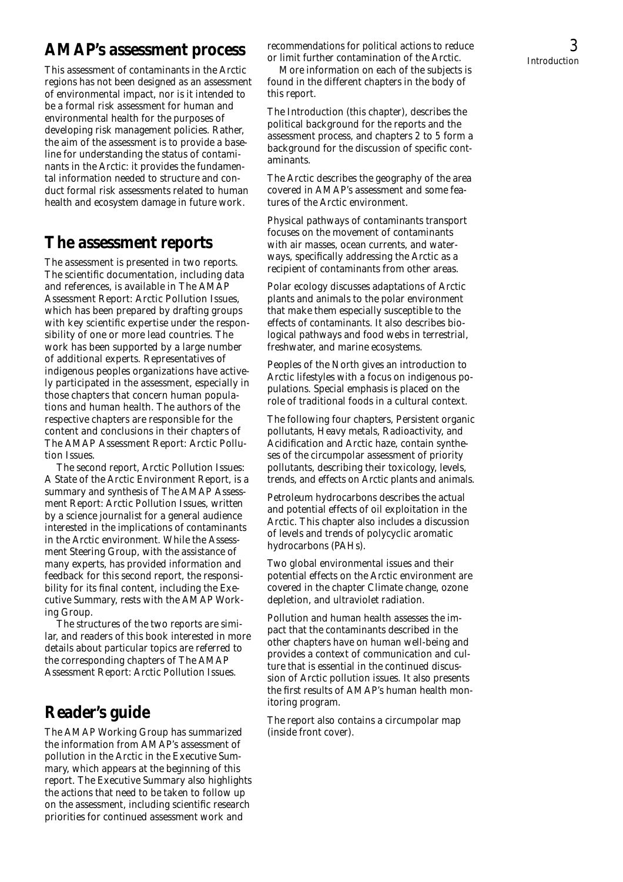## AMAP's assessment process

This assessment of contaminants in the Arctic regions has not been designed as an assessment of environmental impact, nor is it intended to be a formal risk assessment for human and environmental health for the purposes of developing risk management policies. Rather, the aim of the assessment is to provide a baseline for understanding the status of contaminants in the Arctic: it provides the fundamental information needed to structure and conduct formal risk assessments related to human health and ecosystem damage in future work.

## The assessment reports

The assessment is presented in two reports. The scientific documentation, including data and references, is available in The AMAP Assessment Report: Arctic Pollution Issues, which has been prepared by drafting groups with key scientific expertise under the responsibility of one or more lead countries. The work has been supported by a large number of additional experts. Representatives of indigenous peoples organizations have actively participated in the assessment, especially in those chapters that concern human populations and human health. The authors of the respective chapters are responsible for the content and conclusions in their chapters of The AMAP Assessment Report: Arctic Pollution Issues.

The second report, Arctic Pollution Issues: A State of the Arctic Environment Report, is a summary and synthesis of The AMAP Assessment Report: Arctic Pollution Issues, written by a science journalist for a general audience interested in the implications of contaminants in the Arctic environment. While the Assessment Steering Group, with the assistance of many experts, has provided information and feedback for this second report, the responsibility for its final content, including the Executive Summary, rests with the AMAP Working Group.

The structures of the two reports are similar, and readers of this book interested in more details about particular topics are referred to the corresponding chapters of The AMAP Assessment Report: Arctic Pollution Issues.

## Reader's guide

The AMAP Working Group has summarized the information from AMAP's assessment of pollution in the Arctic in the Executive Summary, which appears at the beginning of this report. The Executive Summary also highlights the actions that need to be taken to follow up on the assessment, including scientific research priorities for continued assessment work and recommendations for political actions to reduce or limit further contamination of the Arctic.

More information on each of the subjects is found in the different chapters in the body of this report.

The Introduction (this chapter), describes the political background for the reports and the assessment process, and chapters 2 to 5 form a background for the discussion of specific contaminants.

The Arctic describes the geography of the area covered in AMAP's assessment and some features of the Arctic environment.

Physical pathways of contaminants transport focuses on the movement of contaminants with air masses, ocean currents, and waterways, specifically addressing the Arctic as a recipient of contaminants from other areas.

Polar ecology discusses adaptations of Arctic plants and animals to the polar environment that make them especially susceptible to the effects of contaminants. It also describes biological pathways and food webs in terrestrial, freshwater, and marine ecosystems.

Peoples of the North gives an introduction to Arctic lifestyles with a focus on indigenous populations. Special emphasis is placed on the role of traditional foods in a cultural context.

The following four chapters, Persistent organic pollutants, Heavy metals, Radioactivity, and Acidification and Arctic haze, contain syntheses of the circumpolar assessment of priority pollutants, describing their toxicology, levels, trends, and effects on Arctic plants and animals.

Petroleum hydrocarbons describes the actual and potential effects of oil exploitation in the Arctic. This chapter also includes a discussion of levels and trends of polycyclic aromatic hydrocarbons (PAHs).

Two global environmental issues and their potential effects on the Arctic environment are covered in the chapter Climate change, ozone depletion, and ultraviolet radiation.

Pollution and human health assesses the impact that the contaminants described in the other chapters have on human well-being and provides a context of communication and culture that is essential in the continued discussion of Arctic pollution issues. It also presents the first results of AMAP's human health monitoring program.

The report also contains a circumpolar map (inside front cover).